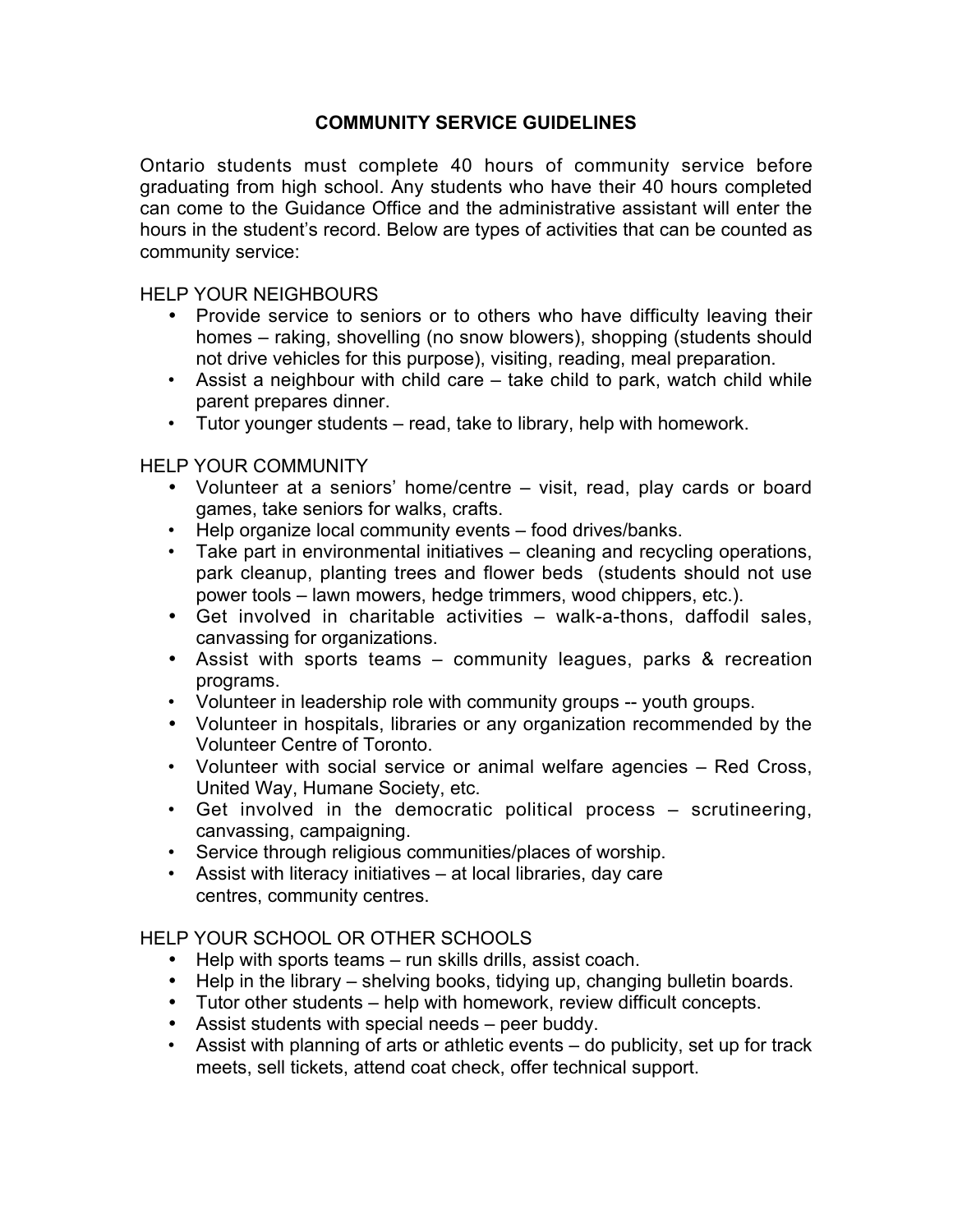# COMMUNITY SERVICE GUIDELINES

Ontario students must complete 40 hours of community service before graduating from high school. Any students who have their 40 hours completed can come to the Guidance Office and the administrative assistant will enter the hours in the student's record. Below are types of activities that can be counted as community service:

## HELP YOUR NEIGHBOURS

- Provide service to seniors or to others who have difficulty leaving their homes – raking, shovelling (no snow blowers), shopping (students should not drive vehicles for this purpose), visiting, reading, meal preparation.
- Assist a neighbour with child care – take child to park, watch child while parent prepares dinner.
- Tutor younger students – read, take to library, help with homework.

## HELP YOUR COMMUNITY

- Volunteer at a seniors' home/centre – visit, read, play cards or board games, take seniors for walks, crafts.
- Help organize local community events – food drives/banks.
- Take part in environmental initiatives – cleaning and recycling operations, park cleanup, planting trees and flower beds (students should not use power tools – lawn mowers, hedge trimmers, wood chippers, etc.).
- Get involved in charitable activities – walk-a-thons, daffodil sales, canvassing for organizations.
- Assist with sports teams – community leagues, parks & recreation programs.
- Volunteer in leadership role with community groups -- youth groups.
- Volunteer in hospitals, libraries or any organization recommended by the Volunteer Centre of Toronto.
- Volunteer with social service or animal welfare agencies – Red Cross, United Way, Humane Society, etc.
- Get involved in the democratic political process – scrutineering, canvassing, campaigning.
- Service through religious communities/places of worship.
- Assist with literacy initiatives – at local libraries, day care centres, community centres.

## HELP YOUR SCHOOL OR OTHER SCHOOLS

- Help with sports teams – run skills drills, assist coach.
- Help in the library – shelving books, tidying up, changing bulletin boards.
- Tutor other students – help with homework, review difficult concepts.
- Assist students with special needs – peer buddy.
- Assist with planning of arts or athletic events – do publicity, set up for track meets, sell tickets, attend coat check, offer technical support.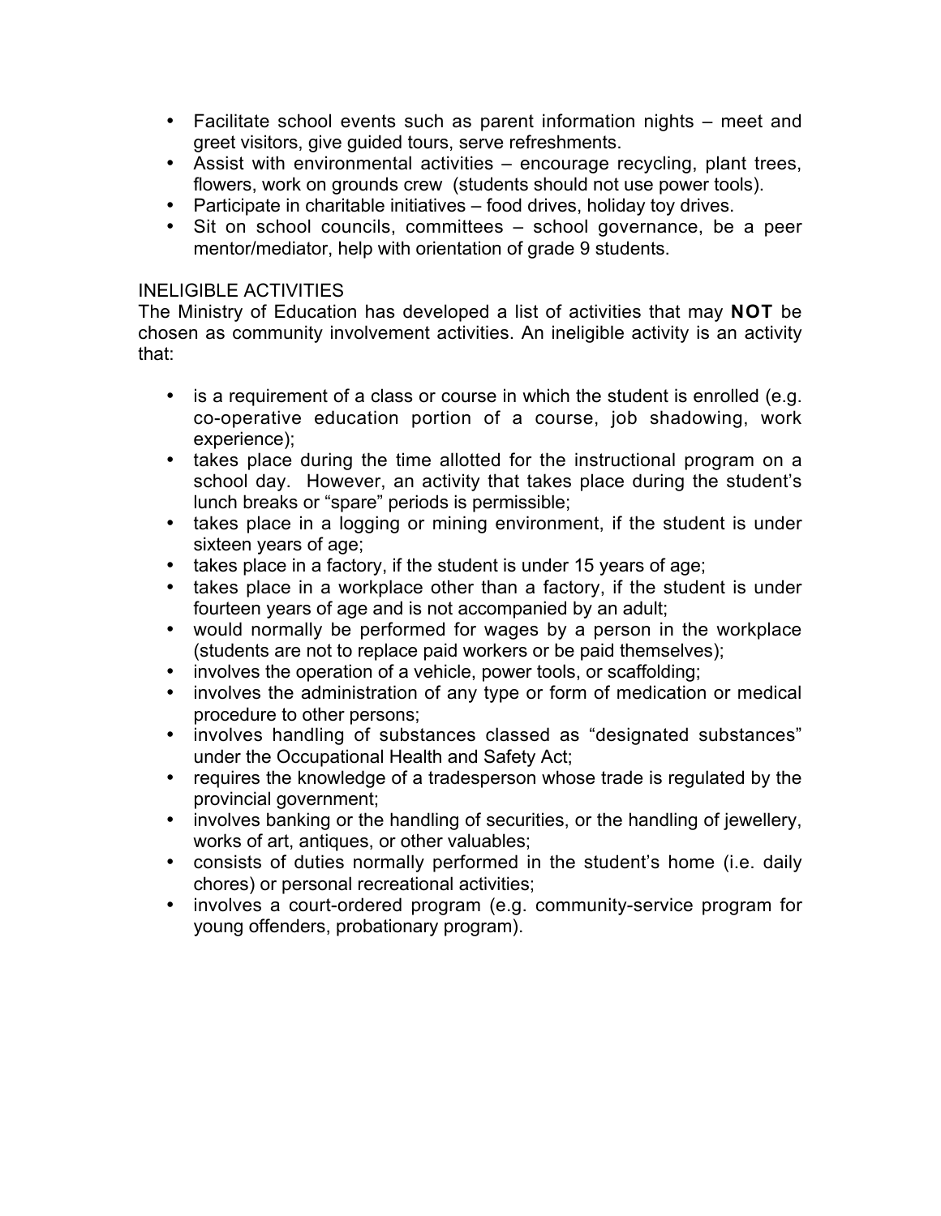- Facilitate school events such as parent information nights – meet and greet visitors, give guided tours, serve refreshments.
- Assist with environmental activities – encourage recycling, plant trees, flowers, work on grounds crew (students should not use power tools).
- Participate in charitable initiatives – food drives, holiday toy drives.
- Sit on school councils, committees – school governance, be a peer mentor/mediator, help with orientation of grade 9 students.

INELIGIBLE ACTIVITIES

The Ministry of Education has developed a list of activities that may **NOT** be chosen as community involvement activities. An ineligible activity is an activity that:

- is a requirement of a class or course in which the student is enrolled (e.g. co-operative education portion of a course, job shadowing, work experience);
- takes place during the time allotted for the instructional program on a school day. However, an activity that takes place during the student's lunch breaks or "spare" periods is permissible;
- takes place in a logging or mining environment, if the student is under sixteen years of age;
- takes place in a factory, if the student is under 15 years of age;
- takes place in a workplace other than a factory, if the student is under fourteen years of age and is not accompanied by an adult;
- would normally be performed for wages by a person in the workplace (students are not to replace paid workers or be paid themselves);
- involves the operation of a vehicle, power tools, or scaffolding;
- involves the administration of any type or form of medication or medical procedure to other persons;
- involves handling of substances classed as "designated substances" under the Occupational Health and Safety Act;
- requires the knowledge of a tradesperson whose trade is regulated by the provincial government;
- involves banking or the handling of securities, or the handling of jewellery, works of art, antiques, or other valuables;
- consists of duties normally performed in the student's home (i.e. daily chores) or personal recreational activities;
- involves a court-ordered program (e.g. community-service program for young offenders, probationary program).